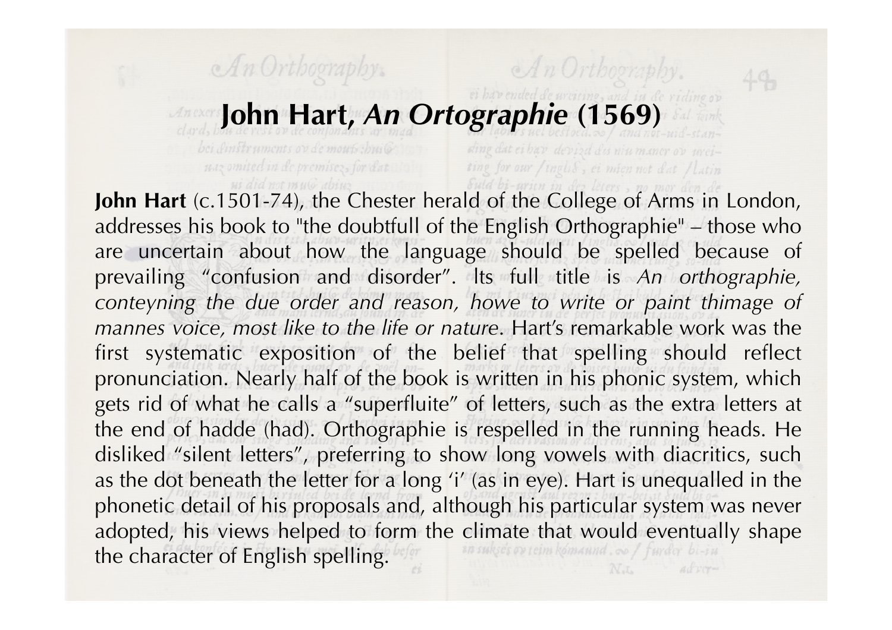# John Hart, *An Ortographie* (1569)

**John Hart** (c.1501-74), the Chester herald of the College of Arms in London, addresses his book to "the doubtfull of the English Orthographie" – those who are uncertain about how the language should be spelled because of prevailing "confusion and disorder". Its full title is *An orthographie, conteyning the due order and reason, howe to write or paint thimage of mannes voice, most like to the life or nature*. Hart's remarkable work was the first systematic exposition of the belief that spelling should reflect pronunciation. Nearly half of the book is written in his phonic system, which gets rid of what he calls a "superfluite" of letters, such as the extra letters at the end of hadde (had). Orthographie is respelled in the running heads. He disliked "silent letters", preferring to show long vowels with diacritics, such as the dot beneath the letter for a long 'i' (as in eye). Hart is unequalled in the phonetic detail of his proposals and, although his particular system was never adopted, his views helped to form the climate that would eventually shape the character of English spelling.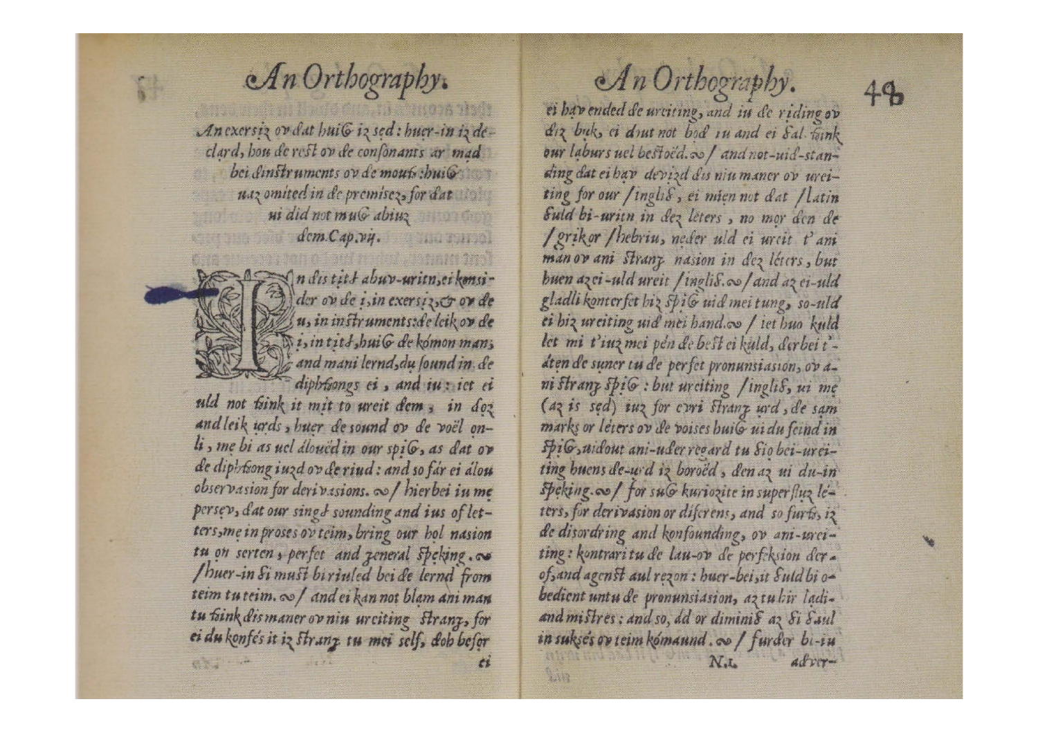*An exersiz ov dat huiĝ iz sed: huer-in iz de-clard, hou de rest ov de consonants ar mad bei dinstruments ov de mouþ: huiĝ waz omited in de premisez, for dat ui did not muĝ abiuz dem. Cap. vij.*

In dis titl abuv-writn, ei konsider ov de i, in exersiz, & ov de u, in instruments: de leik ov de i, in titl, huiĝ de komon man, and mani lernd, du found in de diphþongs ei, and iu: iet ei uld not þink it mit to ureit dem, in doz and leik urds, huer de sound ov de voël onli, me bi as uel alouëd in our spiĝ, as dat ov de diphþong iuzd ov de riud: and so fár ei álou observasion for derivasions. / hierbei iu me persev, dat our singl sounding and ius of letters, me in proses ov teim, bring our hol nasion tu on serten, perfet and zeneral speking. / huer-in ši must bi riuled bei de lernd from teim tu teim. / and ei kan not blam ani man tu þink dis maner ov niu ureiting strang, for ei du konfés it iz strang tu mei self, doþ befor ei hav ended de ureiting, and iu de riding ov diz buk, ei dout not bod iu and ei šal þink our laburs uel bestoëd. / and not-uiþ-standing dat ei hav devizd dis niu maner ov ureiting for our / ingliš, ei mien not dat / latin šuld bi-uritn in dez leters, no mor den de / grik or / hebriu, neder uld ei ureit t'ani man ov ani strang nasion in dez léters, but buen az ei-uld ureit / ingliš. / and az ei-uld gladli konterfet hiz spiĝ uiþ mei tung, so-uld ei hiz ureiting uiþ mei hand. / iet huo kuld let mi t'iuz mei pén de best ei kuld, derbei t'-atén de suner tu de perfet pronunsiasion, ov ani strang spiĝ: but ureiting / ingliš, ui me (az is sed) iuz for evri strang urd, de sam marks or léters ov de voises huiĝ ui du feind in spiĝ, uiþout ani-uder regard tu šio bei-ureiting buens de-urd iz boroëd, den az ui du-in speking. / for suĝ kuriozite in superfluz leters, for derivasion or diferens, and so furþ, iz de disordring and konfounding, ov ani-ureiting: kontrari tu de lau-ov de perfeksion derof, and agenst aul rezon: huer-bei, it šuld bi obedient untu de pronunsiasion, az tu hir ladi and mistres: and so, ád or diminiš az ši šaul in suksés ov teim kómaund. / furder bi-iu adver-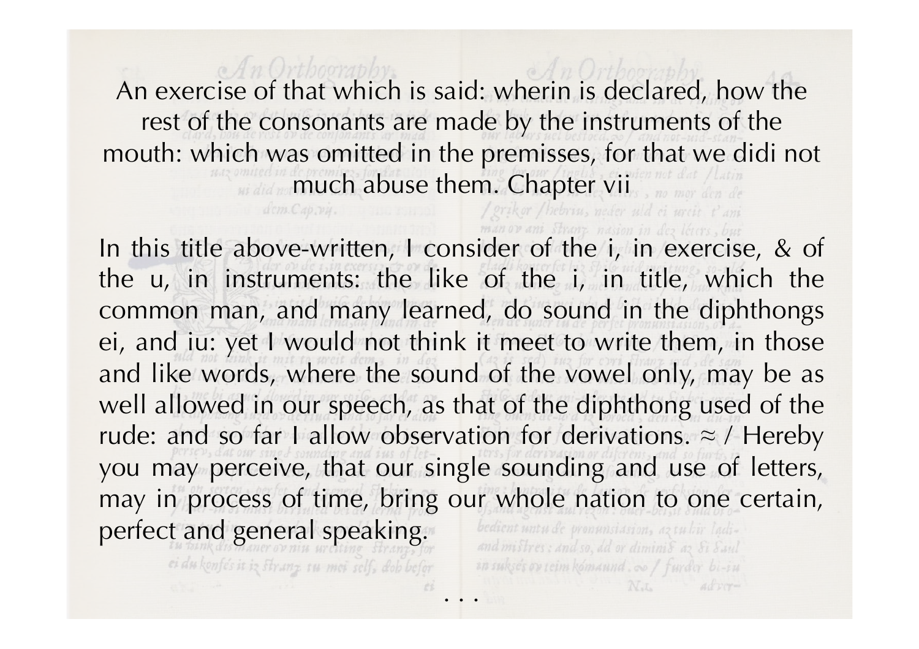An exercise of that which is said: wherin is declared, how the rest of the consonants are made by the instruments of the mouth: which was omitted in the premisses, for that we didi not much abuse them. Chapter vii

In this title above-written, I consider of the i, in exercise, & of the u, in instruments: the like of the i, in title, which the common man, and many learned, do sound in the diphthongs ei, and iu: yet I would not think it meet to write them, in those and like words, where the sound of the vowel only, may be as well allowed in our speech, as that of the diphthong used of the rude: and so far I allow observation for derivations. ≈ / Hereby you may perceive, that our single sounding and use of letters, may in process of time, bring our whole nation to one certain, perfect and general speaking.

. . .